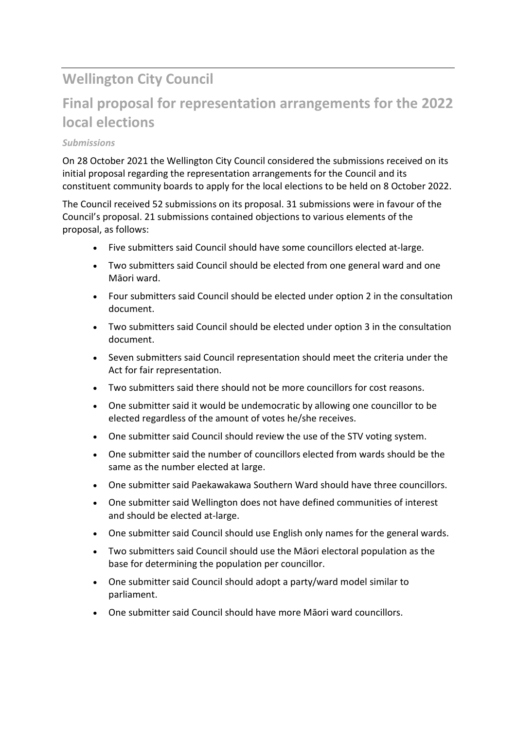## Wellington City Council

## Final proposal for representation arrangements for the 2022 local elections

### *Submissions*

On 28 October 2021 the Wellington City Council considered the submissions received on its initial proposal regarding the representation arrangements for the Council and its constituent community boards to apply for the local elections to be held on 8 October 2022.

The Council received 52 submissions on its proposal. 31 submissions were in favour of the Council's proposal. 21 submissions contained objections to various elements of the proposal, as follows:

- Five submitters said Council should have some councillors elected at-large.
- Two submitters said Council should be elected from one general ward and one Māori ward.
- Four submitters said Council should be elected under option 2 in the consultation document.
- Two submitters said Council should be elected under option 3 in the consultation document.
- Seven submitters said Council representation should meet the criteria under the Act for fair representation.
- Two submitters said there should not be more councillors for cost reasons.
- One submitter said it would be undemocratic by allowing one councillor to be elected regardless of the amount of votes he/she receives.
- One submitter said Council should review the use of the STV voting system.
- One submitter said the number of councillors elected from wards should be the same as the number elected at large.
- One submitter said Paekawakawa Southern Ward should have three councillors.
- One submitter said Wellington does not have defined communities of interest and should be elected at-large.
- One submitter said Council should use English only names for the general wards.
- Two submitters said Council should use the Māori electoral population as the base for determining the population per councillor.
- One submitter said Council should adopt a party/ward model similar to parliament.
- One submitter said Council should have more Māori ward councillors.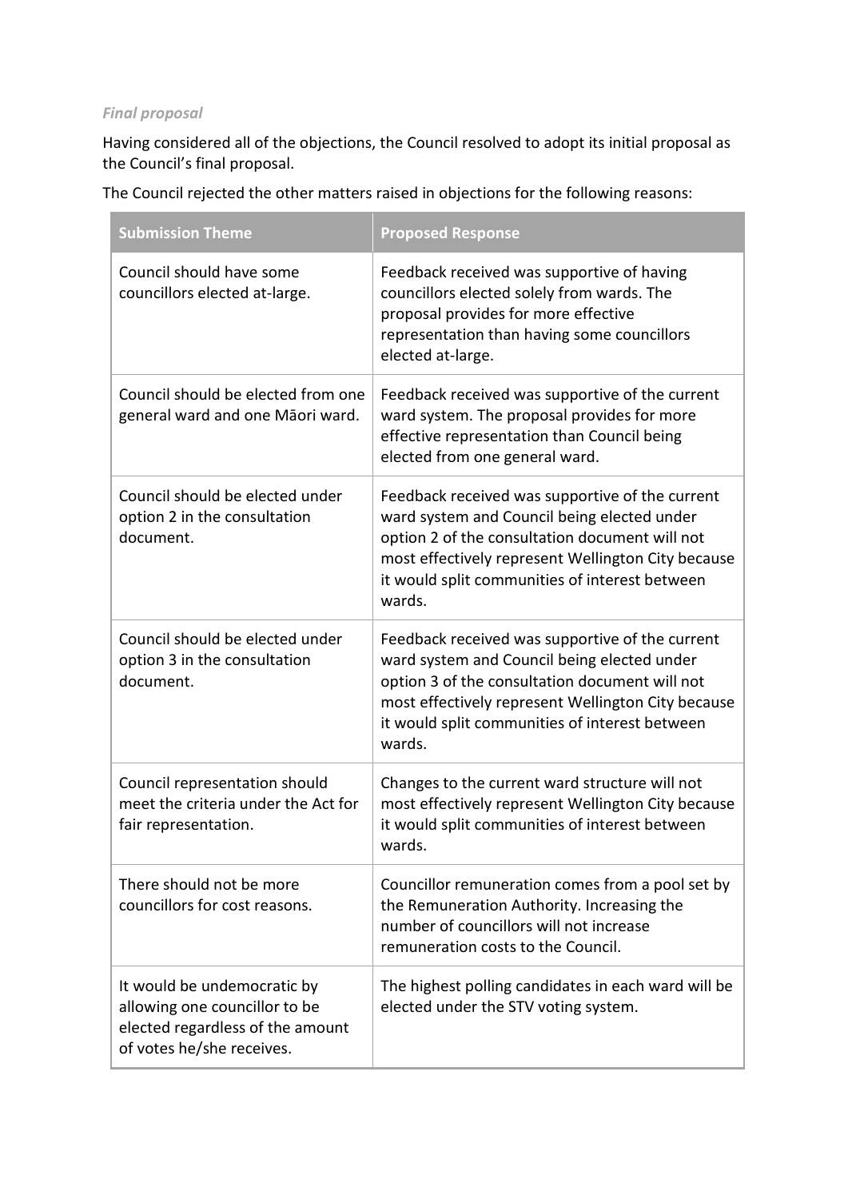*Final proposal*

Having considered all of the objections, the Council resolved to adopt its initial proposal as the Council's final proposal.

The Council rejected the other matters raised in objections for the following reasons:

| Submission Theme | Proposed Response |
|---|---|
| Council should have some councillors elected at-large. | Feedback received was supportive of having councillors elected solely from wards. The proposal provides for more effective representation than having some councillors elected at-large. |
| Council should be elected from one general ward and one Māori ward. | Feedback received was supportive of the current ward system. The proposal provides for more effective representation than Council being elected from one general ward. |
| Council should be elected under option 2 in the consultation document. | Feedback received was supportive of the current ward system and Council being elected under option 2 of the consultation document will not most effectively represent Wellington City because it would split communities of interest between wards. |
| Council should be elected under option 3 in the consultation document. | Feedback received was supportive of the current ward system and Council being elected under option 3 of the consultation document will not most effectively represent Wellington City because it would split communities of interest between wards. |
| Council representation should meet the criteria under the Act for fair representation. | Changes to the current ward structure will not most effectively represent Wellington City because it would split communities of interest between wards. |
| There should not be more councillors for cost reasons. | Councillor remuneration comes from a pool set by the Remuneration Authority. Increasing the number of councillors will not increase remuneration costs to the Council. |
| It would be undemocratic by allowing one councillor to be elected regardless of the amount of votes he/she receives. | The highest polling candidates in each ward will be elected under the STV voting system. |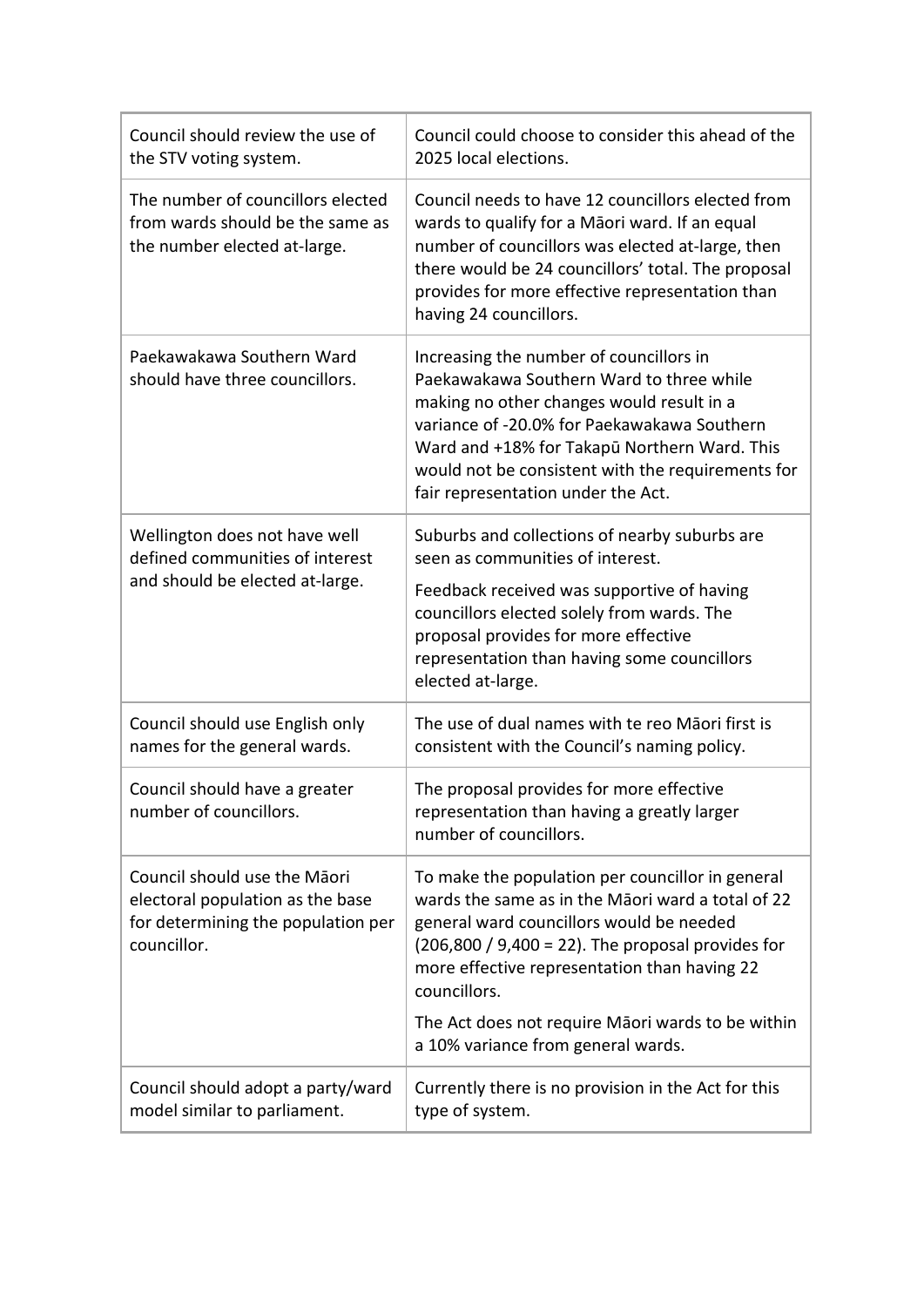| | |
|---|---|
| Council should review the use of the STV voting system. | Council could choose to consider this ahead of the 2025 local elections. |
| The number of councillors elected from wards should be the same as the number elected at-large. | Council needs to have 12 councillors elected from wards to qualify for a Māori ward. If an equal number of councillors was elected at-large, then there would be 24 councillors' total. The proposal provides for more effective representation than having 24 councillors. |
| Paekawakawa Southern Ward should have three councillors. | Increasing the number of councillors in Paekawakawa Southern Ward to three while making no other changes would result in a variance of -20.0% for Paekawakawa Southern Ward and +18% for Takapū Northern Ward. This would not be consistent with the requirements for fair representation under the Act. |
| Wellington does not have well defined communities of interest and should be elected at-large. | Suburbs and collections of nearby suburbs are seen as communities of interest. <br><br> Feedback received was supportive of having councillors elected solely from wards. The proposal provides for more effective representation than having some councillors elected at-large. |
| Council should use English only names for the general wards. | The use of dual names with te reo Māori first is consistent with the Council's naming policy. |
| Council should have a greater number of councillors. | The proposal provides for more effective representation than having a greatly larger number of councillors. |
| Council should use the Māori electoral population as the base for determining the population per councillor. | To make the population per councillor in general wards the same as in the Māori ward a total of 22 general ward councillors would be needed (206,800 / 9,400 = 22). The proposal provides for more effective representation than having 22 councillors. <br><br> The Act does not require Māori wards to be within a 10% variance from general wards. |
| Council should adopt a party/ward model similar to parliament. | Currently there is no provision in the Act for this type of system. |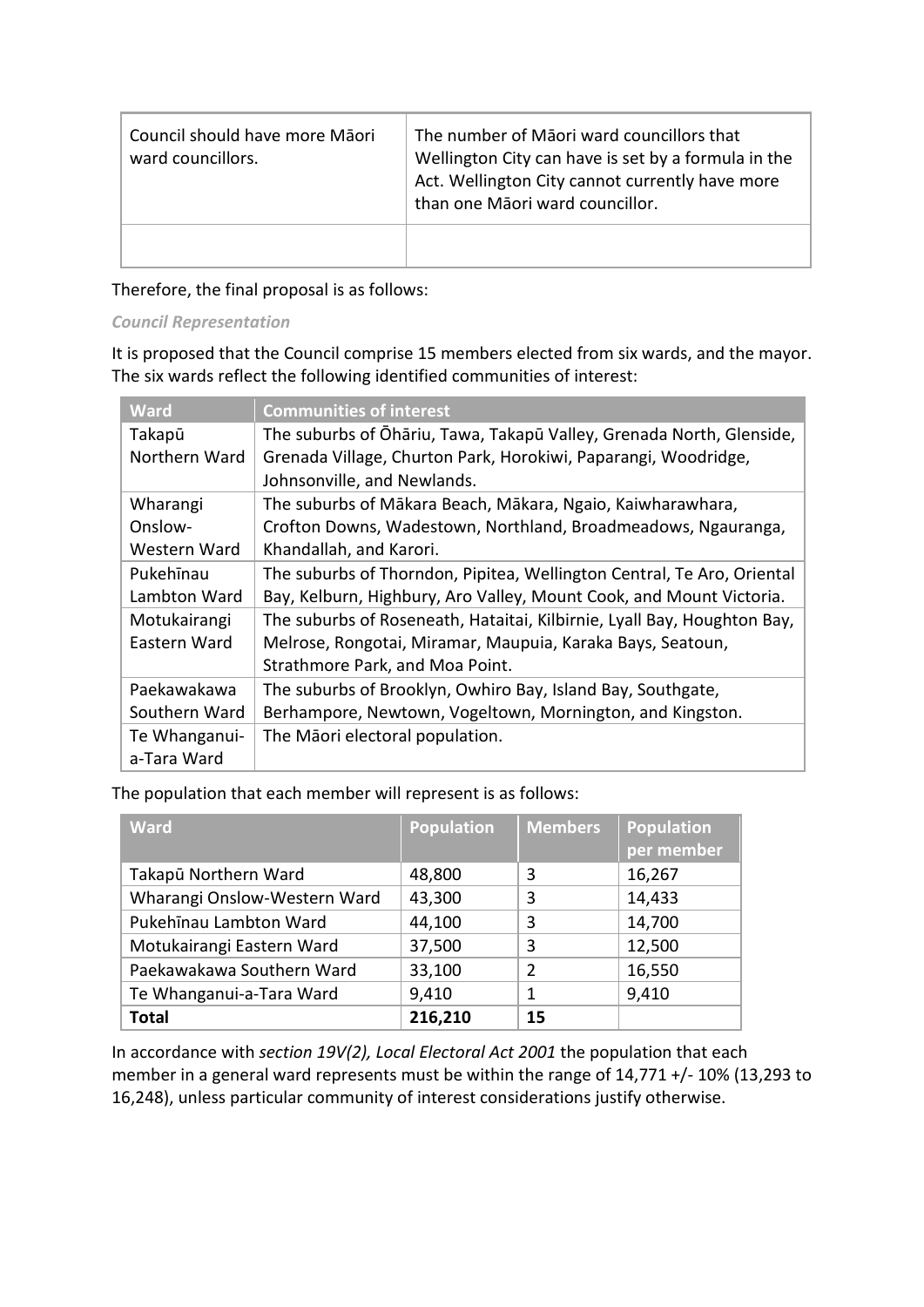| | |
|---|---|
| Council should have more Māori ward councillors. | The number of Māori ward councillors that Wellington City can have is set by a formula in the Act. Wellington City cannot currently have more than one Māori ward councillor. |
| | |

Therefore, the final proposal is as follows:

*Council Representation*

It is proposed that the Council comprise 15 members elected from six wards, and the mayor. The six wards reflect the following identified communities of interest:

| Ward | Communities of interest |
|---|---|
| Takapū Northern Ward | The suburbs of Ōhāriu, Tawa, Takapū Valley, Grenada North, Glenside, Grenada Village, Churton Park, Horokiwi, Paparangi, Woodridge, Johnsonville, and Newlands. |
| Wharangi Onslow-Western Ward | The suburbs of Mākara Beach, Mākara, Ngaio, Kaiwharawhara, Crofton Downs, Wadestown, Northland, Broadmeadows, Ngauranga, Khandallah, and Karori. |
| Pukehīnau Lambton Ward | The suburbs of Thorndon, Pipitea, Wellington Central, Te Aro, Oriental Bay, Kelburn, Highbury, Aro Valley, Mount Cook, and Mount Victoria. |
| Motukairangi Eastern Ward | The suburbs of Roseneath, Hataitai, Kilbirnie, Lyall Bay, Houghton Bay, Melrose, Rongotai, Miramar, Maupuia, Karaka Bays, Seatoun, Strathmore Park, and Moa Point. |
| Paekawakawa Southern Ward | The suburbs of Brooklyn, Owhiro Bay, Island Bay, Southgate, Berhampore, Newtown, Vogeltown, Mornington, and Kingston. |
| Te Whanganui-a-Tara Ward | The Māori electoral population. |

The population that each member will represent is as follows:

| Ward | Population | Members | Population per member |
|---|---|---|---|
| Takapū Northern Ward | 48,800 | 3 | 16,267 |
| Wharangi Onslow-Western Ward | 43,300 | 3 | 14,433 |
| Pukehīnau Lambton Ward | 44,100 | 3 | 14,700 |
| Motukairangi Eastern Ward | 37,500 | 3 | 12,500 |
| Paekawakawa Southern Ward | 33,100 | 2 | 16,550 |
| Te Whanganui-a-Tara Ward | 9,410 | 1 | 9,410 |
| **Total** | **216,210** | **15** | |

In accordance with *section 19V(2), Local Electoral Act 2001* the population that each member in a general ward represents must be within the range of 14,771 +/- 10% (13,293 to 16,248), unless particular community of interest considerations justify otherwise.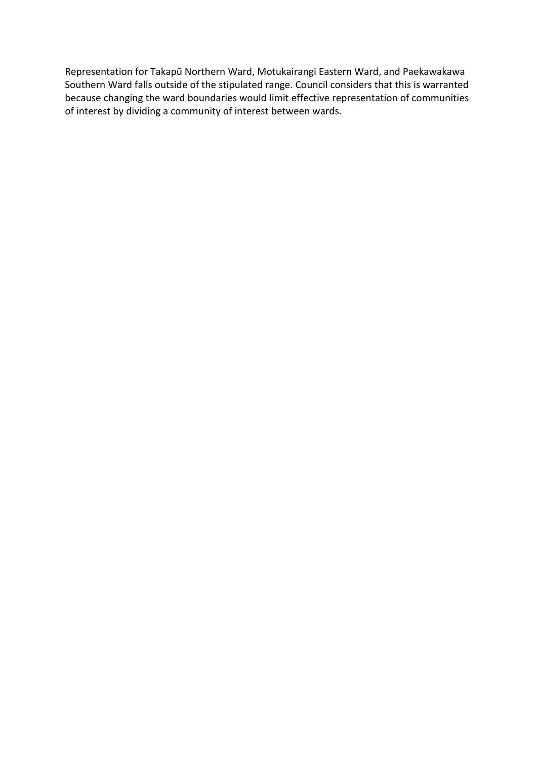Representation for Takapū Northern Ward, Motukairangi Eastern Ward, and Paekawakawa Southern Ward falls outside of the stipulated range. Council considers that this is warranted because changing the ward boundaries would limit effective representation of communities of interest by dividing a community of interest between wards.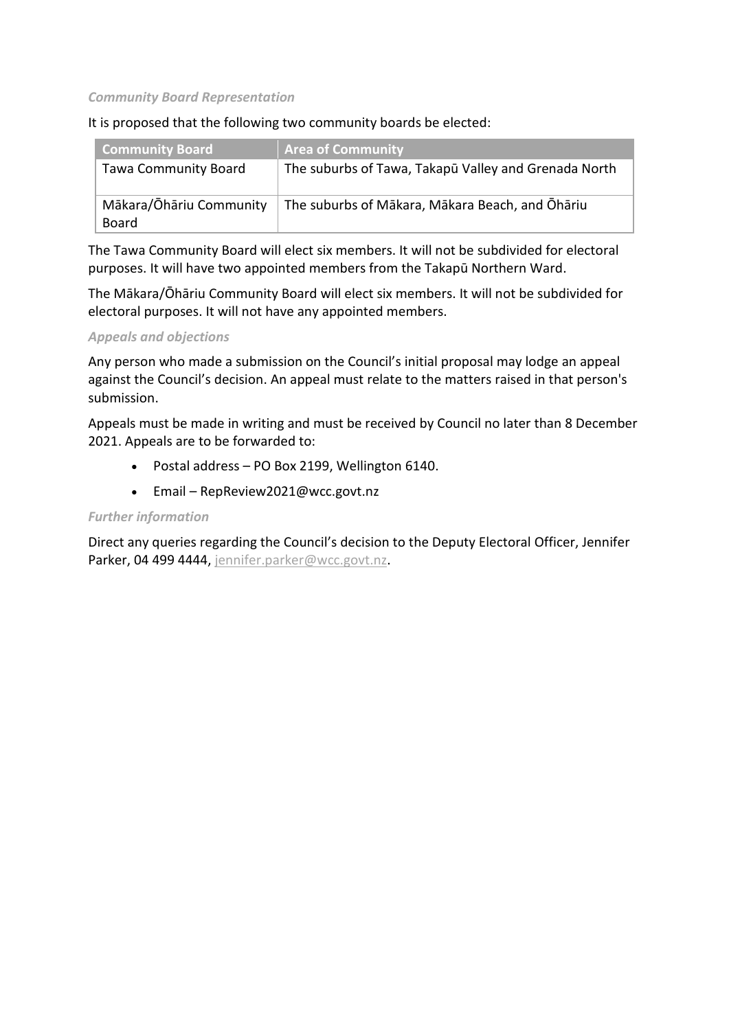### *Community Board Representation*

It is proposed that the following two community boards be elected:

| Community Board | Area of Community |
|---|---|
| Tawa Community Board | The suburbs of Tawa, Takapū Valley and Grenada North |
| Mākara/Ōhāriu Community Board | The suburbs of Mākara, Mākara Beach, and Ōhāriu |

The Tawa Community Board will elect six members. It will not be subdivided for electoral purposes. It will have two appointed members from the Takapū Northern Ward.

The Mākara/Ōhāriu Community Board will elect six members. It will not be subdivided for electoral purposes. It will not have any appointed members.

### *Appeals and objections*

Any person who made a submission on the Council's initial proposal may lodge an appeal against the Council's decision. An appeal must relate to the matters raised in that person's submission.

Appeals must be made in writing and must be received by Council no later than 8 December 2021. Appeals are to be forwarded to:

- Postal address – PO Box 2199, Wellington 6140.
- Email – RepReview2021@wcc.govt.nz

### *Further information*

Direct any queries regarding the Council's decision to the Deputy Electoral Officer, Jennifer Parker, 04 499 4444, jennifer.parker@wcc.govt.nz.